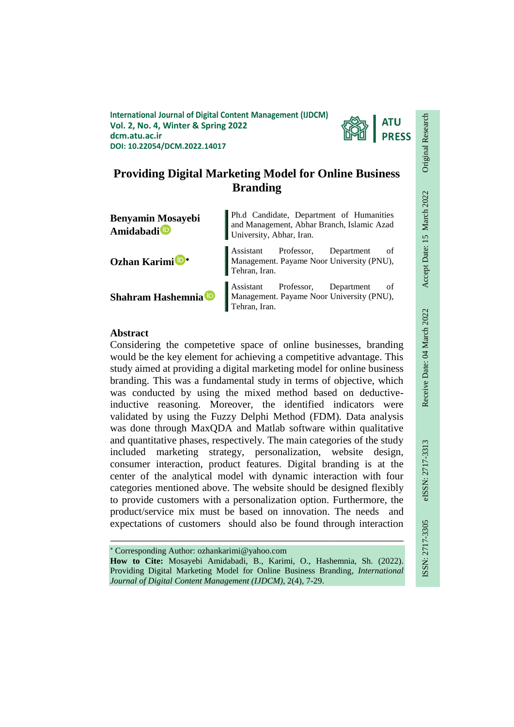International Journal of Digital Content Management (IJDCM)
Vol. 2, No. 4, Winter & Spring 2022
dcm.atu.ac.ir
DOI: 10.22054/DCM.2022.14017

Original Research | Receive Date: 04 March 2022 | Accept Date: 15 March 2022 | ISSN: 2717-3305 | eISSN: 2717-3313

# Providing Digital Marketing Model for Online Business Branding

**Benyamin Mosayebi Amidabadi** — Ph.d Candidate, Department of Humanities and Management, Abhar Branch, Islamic Azad University, Abhar, Iran.

**Ozhan Karimi*** — Assistant Professor, Department of Management. Payame Noor University (PNU), Tehran, Iran.

**Shahram Hashemnia** — Assistant Professor, Department of Management. Payame Noor University (PNU), Tehran, Iran.

## Abstract

Considering the competetive space of online businesses, branding would be the key element for achieving a competitive advantage. This study aimed at providing a digital marketing model for online business branding. This was a fundamental study in terms of objective, which was conducted by using the mixed method based on deductive-inductive reasoning. Moreover, the identified indicators were validated by using the Fuzzy Delphi Method (FDM). Data analysis was done through MaxQDA and Matlab software within qualitative and quantitative phases, respectively. The main categories of the study included marketing strategy, personalization, website design, consumer interaction, product features. Digital branding is at the center of the analytical model with dynamic interaction with four categories mentioned above. The website should be designed flexibly to provide customers with a personalization option. Furthermore, the product/service mix must be based on innovation. The needs and expectations of customers should also be found through interaction

---

* Corresponding Author: ozhankarimi@yahoo.com

**How to Cite:** Mosayebi Amidabadi, B., Karimi, O., Hashemnia, Sh. (2022). Providing Digital Marketing Model for Online Business Branding, *International Journal of Digital Content Management (IJDCM)*, 2(4), 7-29.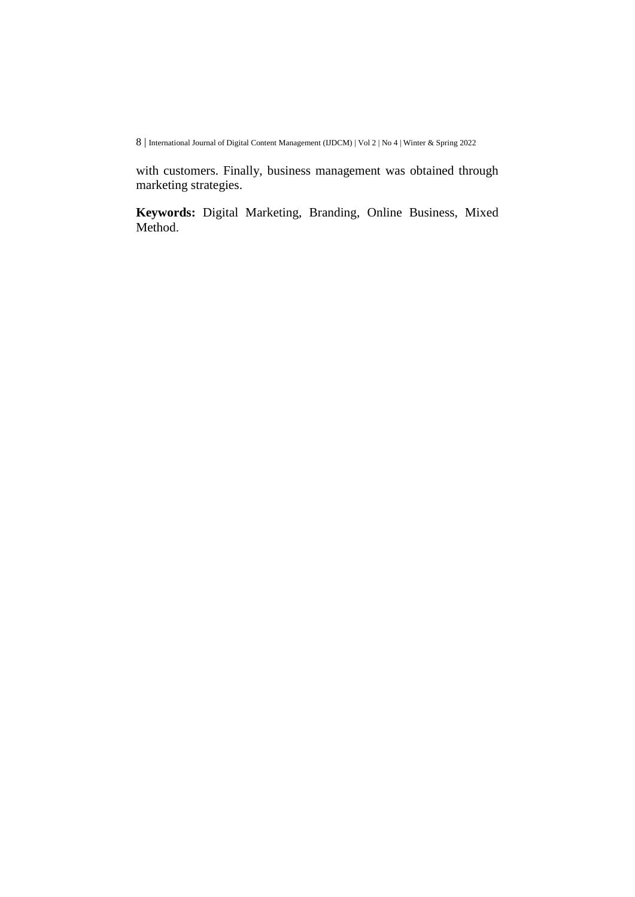with customers. Finally, business management was obtained through marketing strategies.

**Keywords:** Digital Marketing, Branding, Online Business, Mixed Method.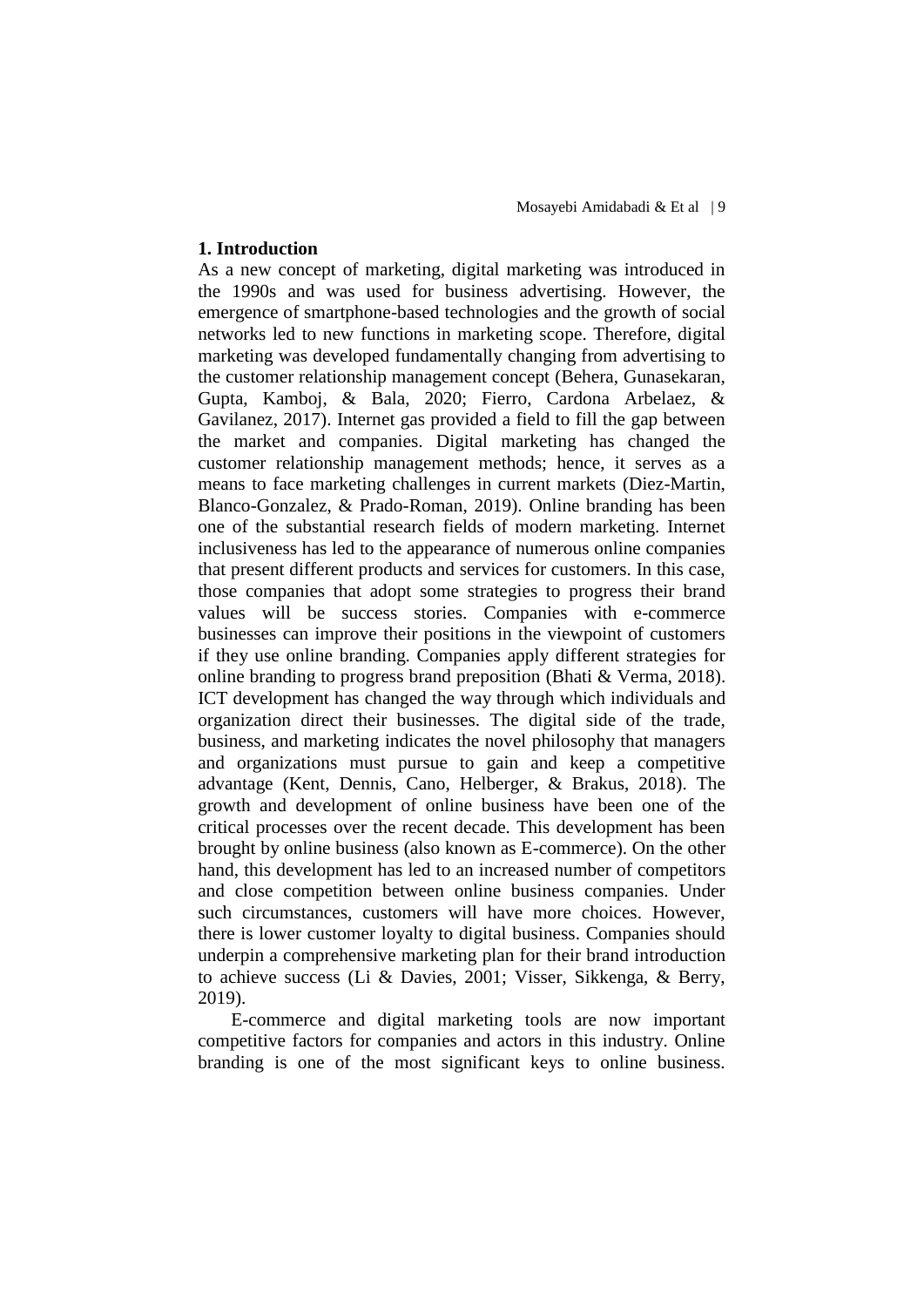## 1. Introduction

As a new concept of marketing, digital marketing was introduced in the 1990s and was used for business advertising. However, the emergence of smartphone-based technologies and the growth of social networks led to new functions in marketing scope. Therefore, digital marketing was developed fundamentally changing from advertising to the customer relationship management concept (Behera, Gunasekaran, Gupta, Kamboj, & Bala, 2020; Fierro, Cardona Arbelaez, & Gavilanez, 2017). Internet gas provided a field to fill the gap between the market and companies. Digital marketing has changed the customer relationship management methods; hence, it serves as a means to face marketing challenges in current markets (Diez-Martin, Blanco-Gonzalez, & Prado-Roman, 2019). Online branding has been one of the substantial research fields of modern marketing. Internet inclusiveness has led to the appearance of numerous online companies that present different products and services for customers. In this case, those companies that adopt some strategies to progress their brand values will be success stories. Companies with e-commerce businesses can improve their positions in the viewpoint of customers if they use online branding. Companies apply different strategies for online branding to progress brand preposition (Bhati & Verma, 2018). ICT development has changed the way through which individuals and organization direct their businesses. The digital side of the trade, business, and marketing indicates the novel philosophy that managers and organizations must pursue to gain and keep a competitive advantage (Kent, Dennis, Cano, Helberger, & Brakus, 2018). The growth and development of online business have been one of the critical processes over the recent decade. This development has been brought by online business (also known as E-commerce). On the other hand, this development has led to an increased number of competitors and close competition between online business companies. Under such circumstances, customers will have more choices. However, there is lower customer loyalty to digital business. Companies should underpin a comprehensive marketing plan for their brand introduction to achieve success (Li & Davies, 2001; Visser, Sikkenga, & Berry, 2019).

E-commerce and digital marketing tools are now important competitive factors for companies and actors in this industry. Online branding is one of the most significant keys to online business.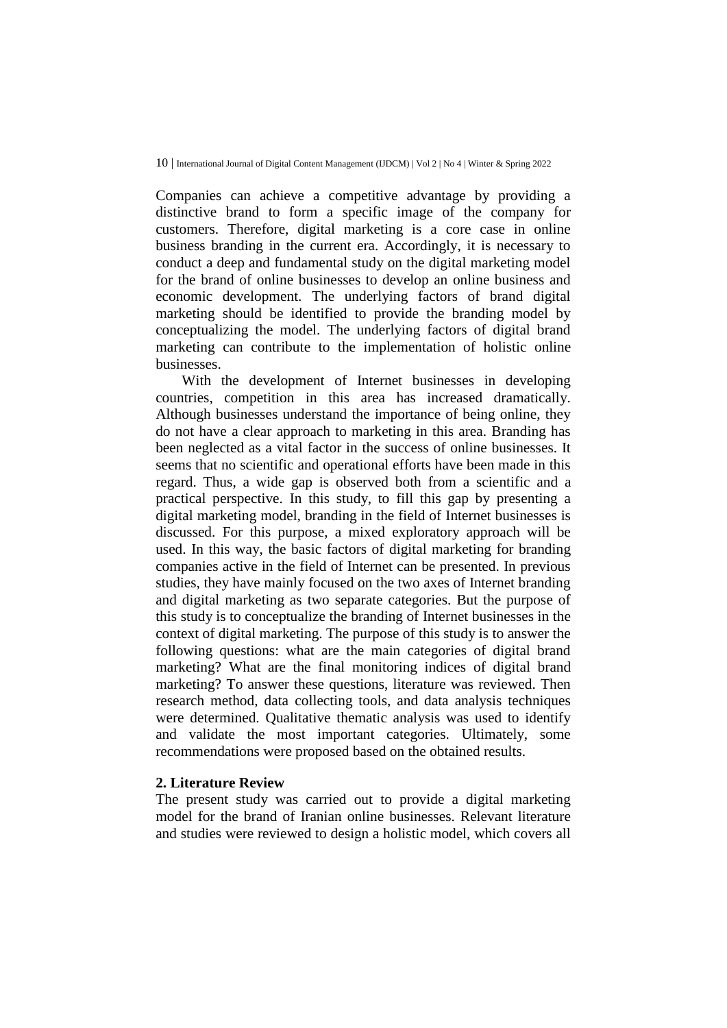Companies can achieve a competitive advantage by providing a distinctive brand to form a specific image of the company for customers. Therefore, digital marketing is a core case in online business branding in the current era. Accordingly, it is necessary to conduct a deep and fundamental study on the digital marketing model for the brand of online businesses to develop an online business and economic development. The underlying factors of brand digital marketing should be identified to provide the branding model by conceptualizing the model. The underlying factors of digital brand marketing can contribute to the implementation of holistic online businesses.

With the development of Internet businesses in developing countries, competition in this area has increased dramatically. Although businesses understand the importance of being online, they do not have a clear approach to marketing in this area. Branding has been neglected as a vital factor in the success of online businesses. It seems that no scientific and operational efforts have been made in this regard. Thus, a wide gap is observed both from a scientific and a practical perspective. In this study, to fill this gap by presenting a digital marketing model, branding in the field of Internet businesses is discussed. For this purpose, a mixed exploratory approach will be used. In this way, the basic factors of digital marketing for branding companies active in the field of Internet can be presented. In previous studies, they have mainly focused on the two axes of Internet branding and digital marketing as two separate categories. But the purpose of this study is to conceptualize the branding of Internet businesses in the context of digital marketing. The purpose of this study is to answer the following questions: what are the main categories of digital brand marketing? What are the final monitoring indices of digital brand marketing? To answer these questions, literature was reviewed. Then research method, data collecting tools, and data analysis techniques were determined. Qualitative thematic analysis was used to identify and validate the most important categories. Ultimately, some recommendations were proposed based on the obtained results.

## 2. Literature Review

The present study was carried out to provide a digital marketing model for the brand of Iranian online businesses. Relevant literature and studies were reviewed to design a holistic model, which covers all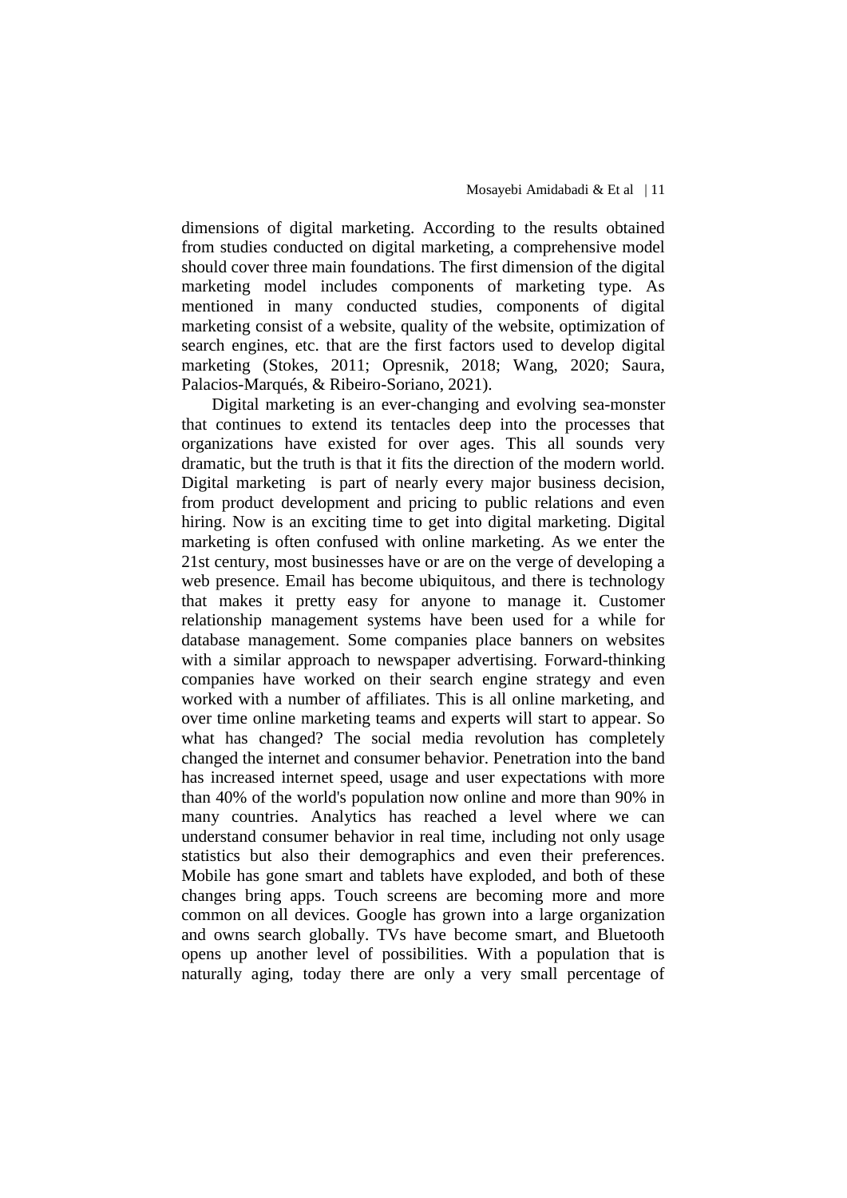dimensions of digital marketing. According to the results obtained from studies conducted on digital marketing, a comprehensive model should cover three main foundations. The first dimension of the digital marketing model includes components of marketing type. As mentioned in many conducted studies, components of digital marketing consist of a website, quality of the website, optimization of search engines, etc. that are the first factors used to develop digital marketing (Stokes, 2011; Opresnik, 2018; Wang, 2020; Saura, Palacios-Marqués, & Ribeiro-Soriano, 2021).

Digital marketing is an ever-changing and evolving sea-monster that continues to extend its tentacles deep into the processes that organizations have existed for over ages. This all sounds very dramatic, but the truth is that it fits the direction of the modern world. Digital marketing is part of nearly every major business decision, from product development and pricing to public relations and even hiring. Now is an exciting time to get into digital marketing. Digital marketing is often confused with online marketing. As we enter the 21st century, most businesses have or are on the verge of developing a web presence. Email has become ubiquitous, and there is technology that makes it pretty easy for anyone to manage it. Customer relationship management systems have been used for a while for database management. Some companies place banners on websites with a similar approach to newspaper advertising. Forward-thinking companies have worked on their search engine strategy and even worked with a number of affiliates. This is all online marketing, and over time online marketing teams and experts will start to appear. So what has changed? The social media revolution has completely changed the internet and consumer behavior. Penetration into the band has increased internet speed, usage and user expectations with more than 40% of the world's population now online and more than 90% in many countries. Analytics has reached a level where we can understand consumer behavior in real time, including not only usage statistics but also their demographics and even their preferences. Mobile has gone smart and tablets have exploded, and both of these changes bring apps. Touch screens are becoming more and more common on all devices. Google has grown into a large organization and owns search globally. TVs have become smart, and Bluetooth opens up another level of possibilities. With a population that is naturally aging, today there are only a very small percentage of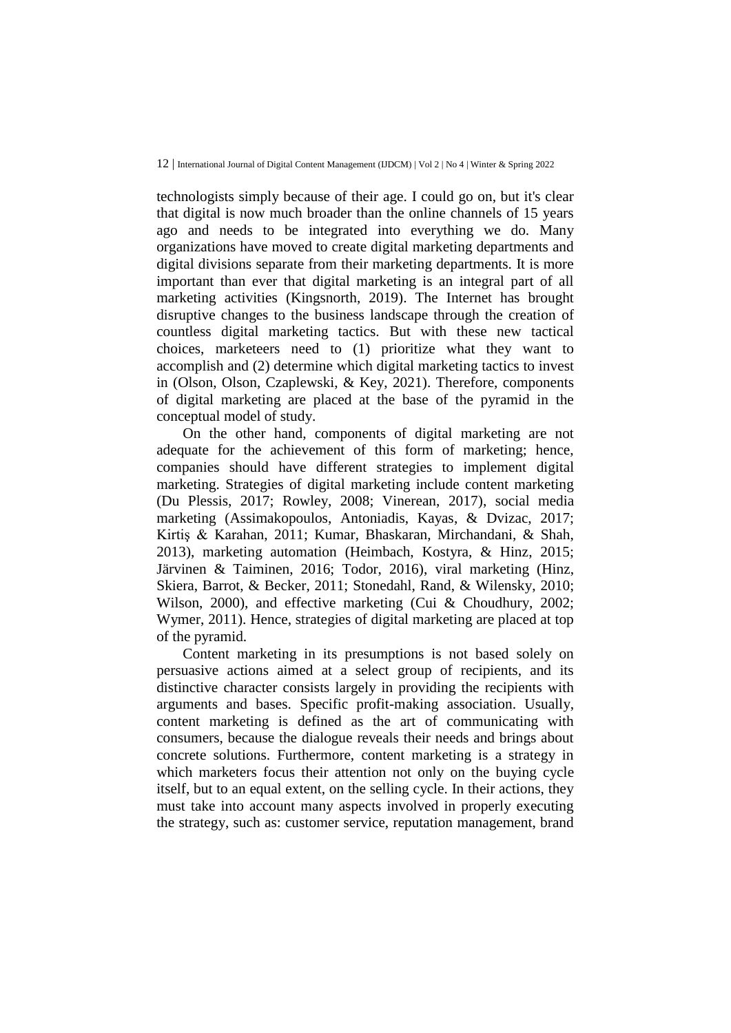technologists simply because of their age. I could go on, but it's clear that digital is now much broader than the online channels of 15 years ago and needs to be integrated into everything we do. Many organizations have moved to create digital marketing departments and digital divisions separate from their marketing departments. It is more important than ever that digital marketing is an integral part of all marketing activities (Kingsnorth, 2019). The Internet has brought disruptive changes to the business landscape through the creation of countless digital marketing tactics. But with these new tactical choices, marketeers need to (1) prioritize what they want to accomplish and (2) determine which digital marketing tactics to invest in (Olson, Olson, Czaplewski, & Key, 2021). Therefore, components of digital marketing are placed at the base of the pyramid in the conceptual model of study.

On the other hand, components of digital marketing are not adequate for the achievement of this form of marketing; hence, companies should have different strategies to implement digital marketing. Strategies of digital marketing include content marketing (Du Plessis, 2017; Rowley, 2008; Vinerean, 2017), social media marketing (Assimakopoulos, Antoniadis, Kayas, & Dvizac, 2017; Kirtiş & Karahan, 2011; Kumar, Bhaskaran, Mirchandani, & Shah, 2013), marketing automation (Heimbach, Kostyra, & Hinz, 2015; Järvinen & Taiminen, 2016; Todor, 2016), viral marketing (Hinz, Skiera, Barrot, & Becker, 2011; Stonedahl, Rand, & Wilensky, 2010; Wilson, 2000), and effective marketing (Cui & Choudhury, 2002; Wymer, 2011). Hence, strategies of digital marketing are placed at top of the pyramid.

Content marketing in its presumptions is not based solely on persuasive actions aimed at a select group of recipients, and its distinctive character consists largely in providing the recipients with arguments and bases. Specific profit-making association. Usually, content marketing is defined as the art of communicating with consumers, because the dialogue reveals their needs and brings about concrete solutions. Furthermore, content marketing is a strategy in which marketers focus their attention not only on the buying cycle itself, but to an equal extent, on the selling cycle. In their actions, they must take into account many aspects involved in properly executing the strategy, such as: customer service, reputation management, brand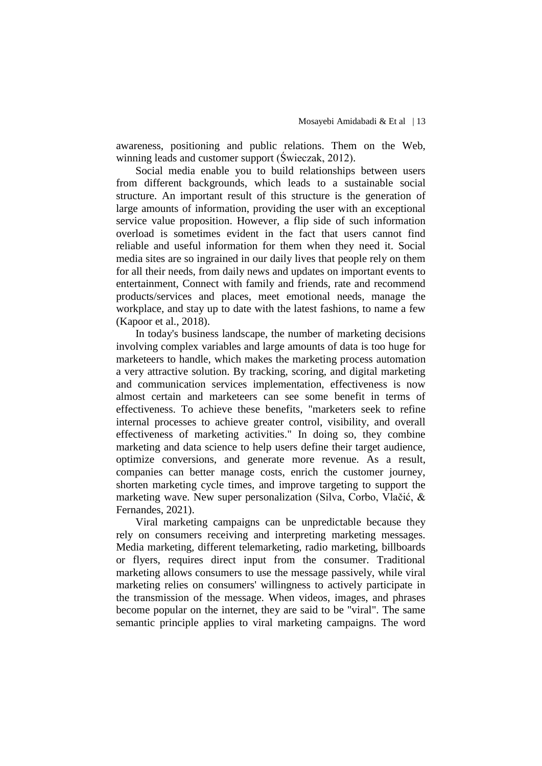awareness, positioning and public relations. Them on the Web, winning leads and customer support (Świeczak, 2012).

Social media enable you to build relationships between users from different backgrounds, which leads to a sustainable social structure. An important result of this structure is the generation of large amounts of information, providing the user with an exceptional service value proposition. However, a flip side of such information overload is sometimes evident in the fact that users cannot find reliable and useful information for them when they need it. Social media sites are so ingrained in our daily lives that people rely on them for all their needs, from daily news and updates on important events to entertainment, Connect with family and friends, rate and recommend products/services and places, meet emotional needs, manage the workplace, and stay up to date with the latest fashions, to name a few (Kapoor et al., 2018).

In today's business landscape, the number of marketing decisions involving complex variables and large amounts of data is too huge for marketeers to handle, which makes the marketing process automation a very attractive solution. By tracking, scoring, and digital marketing and communication services implementation, effectiveness is now almost certain and marketeers can see some benefit in terms of effectiveness. To achieve these benefits, "marketers seek to refine internal processes to achieve greater control, visibility, and overall effectiveness of marketing activities." In doing so, they combine marketing and data science to help users define their target audience, optimize conversions, and generate more revenue. As a result, companies can better manage costs, enrich the customer journey, shorten marketing cycle times, and improve targeting to support the marketing wave. New super personalization (Silva, Corbo, Vlačić, & Fernandes, 2021).

Viral marketing campaigns can be unpredictable because they rely on consumers receiving and interpreting marketing messages. Media marketing, different telemarketing, radio marketing, billboards or flyers, requires direct input from the consumer. Traditional marketing allows consumers to use the message passively, while viral marketing relies on consumers' willingness to actively participate in the transmission of the message. When videos, images, and phrases become popular on the internet, they are said to be "viral". The same semantic principle applies to viral marketing campaigns. The word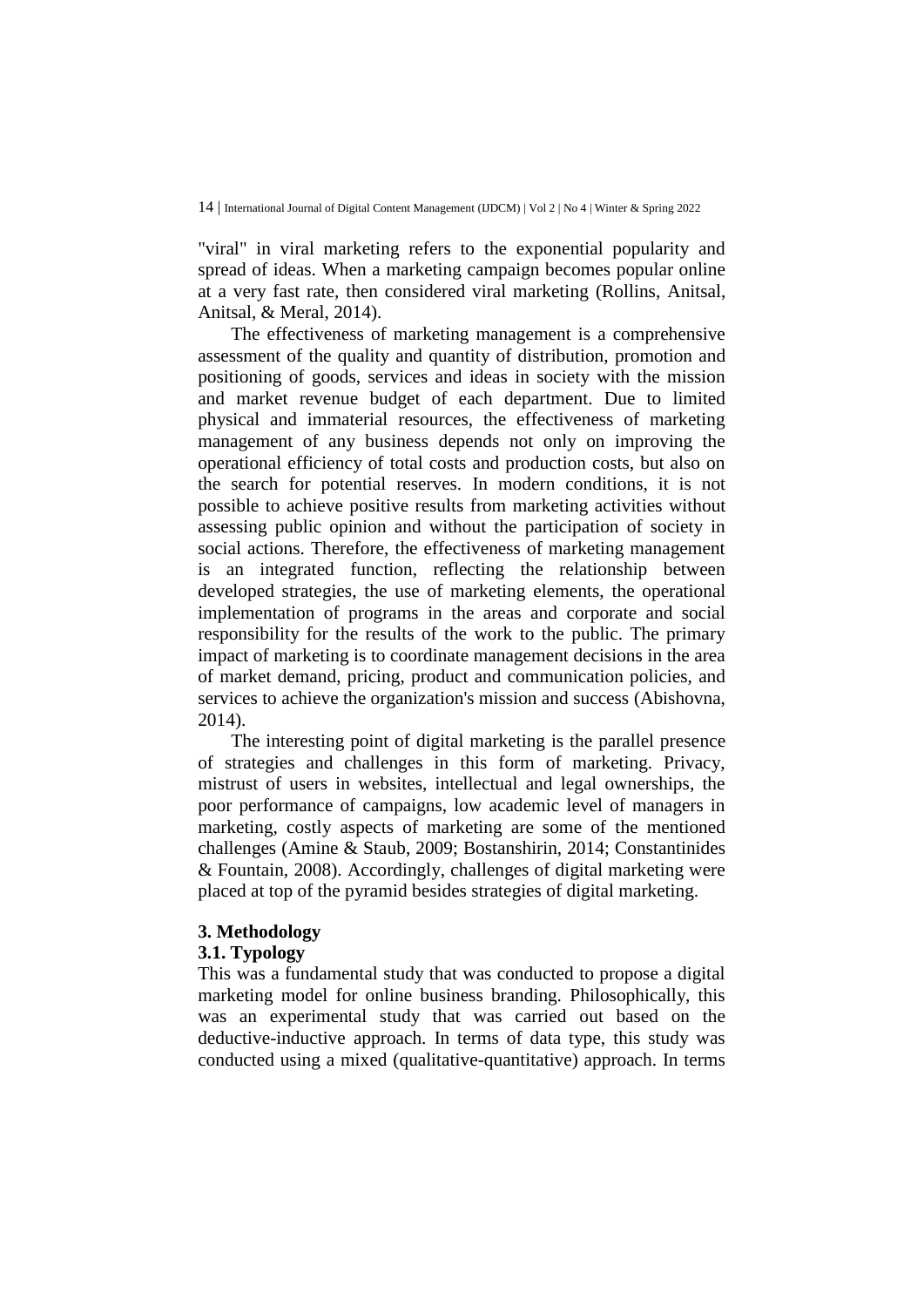"viral" in viral marketing refers to the exponential popularity and spread of ideas. When a marketing campaign becomes popular online at a very fast rate, then considered viral marketing (Rollins, Anitsal, Anitsal, & Meral, 2014).

The effectiveness of marketing management is a comprehensive assessment of the quality and quantity of distribution, promotion and positioning of goods, services and ideas in society with the mission and market revenue budget of each department. Due to limited physical and immaterial resources, the effectiveness of marketing management of any business depends not only on improving the operational efficiency of total costs and production costs, but also on the search for potential reserves. In modern conditions, it is not possible to achieve positive results from marketing activities without assessing public opinion and without the participation of society in social actions. Therefore, the effectiveness of marketing management is an integrated function, reflecting the relationship between developed strategies, the use of marketing elements, the operational implementation of programs in the areas and corporate and social responsibility for the results of the work to the public. The primary impact of marketing is to coordinate management decisions in the area of market demand, pricing, product and communication policies, and services to achieve the organization's mission and success (Abishovna, 2014).

The interesting point of digital marketing is the parallel presence of strategies and challenges in this form of marketing. Privacy, mistrust of users in websites, intellectual and legal ownerships, the poor performance of campaigns, low academic level of managers in marketing, costly aspects of marketing are some of the mentioned challenges (Amine & Staub, 2009; Bostanshirin, 2014; Constantinides & Fountain, 2008). Accordingly, challenges of digital marketing were placed at top of the pyramid besides strategies of digital marketing.

## 3. Methodology

### 3.1. Typology

This was a fundamental study that was conducted to propose a digital marketing model for online business branding. Philosophically, this was an experimental study that was carried out based on the deductive-inductive approach. In terms of data type, this study was conducted using a mixed (qualitative-quantitative) approach. In terms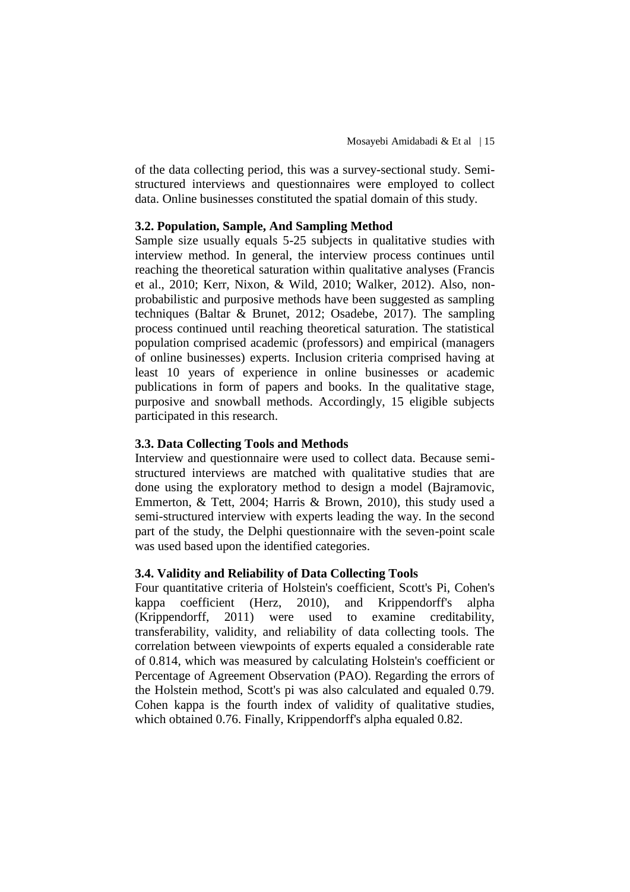of the data collecting period, this was a survey-sectional study. Semi-structured interviews and questionnaires were employed to collect data. Online businesses constituted the spatial domain of this study.

### 3.2. Population, Sample, And Sampling Method

Sample size usually equals 5-25 subjects in qualitative studies with interview method. In general, the interview process continues until reaching the theoretical saturation within qualitative analyses (Francis et al., 2010; Kerr, Nixon, & Wild, 2010; Walker, 2012). Also, non-probabilistic and purposive methods have been suggested as sampling techniques (Baltar & Brunet, 2012; Osadebe, 2017). The sampling process continued until reaching theoretical saturation. The statistical population comprised academic (professors) and empirical (managers of online businesses) experts. Inclusion criteria comprised having at least 10 years of experience in online businesses or academic publications in form of papers and books. In the qualitative stage, purposive and snowball methods. Accordingly, 15 eligible subjects participated in this research.

### 3.3. Data Collecting Tools and Methods

Interview and questionnaire were used to collect data. Because semi-structured interviews are matched with qualitative studies that are done using the exploratory method to design a model (Bajramovic, Emmerton, & Tett, 2004; Harris & Brown, 2010), this study used a semi-structured interview with experts leading the way. In the second part of the study, the Delphi questionnaire with the seven-point scale was used based upon the identified categories.

### 3.4. Validity and Reliability of Data Collecting Tools

Four quantitative criteria of Holstein's coefficient, Scott's Pi, Cohen's kappa coefficient (Herz, 2010), and Krippendorff's alpha (Krippendorff, 2011) were used to examine creditability, transferability, validity, and reliability of data collecting tools. The correlation between viewpoints of experts equaled a considerable rate of 0.814, which was measured by calculating Holstein's coefficient or Percentage of Agreement Observation (PAO). Regarding the errors of the Holstein method, Scott's pi was also calculated and equaled 0.79. Cohen kappa is the fourth index of validity of qualitative studies, which obtained 0.76. Finally, Krippendorff's alpha equaled 0.82.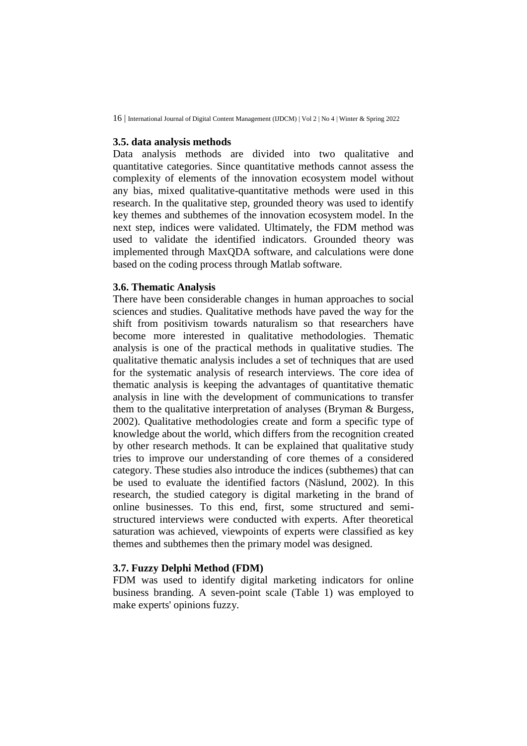### 3.5. data analysis methods

Data analysis methods are divided into two qualitative and quantitative categories. Since quantitative methods cannot assess the complexity of elements of the innovation ecosystem model without any bias, mixed qualitative-quantitative methods were used in this research. In the qualitative step, grounded theory was used to identify key themes and subthemes of the innovation ecosystem model. In the next step, indices were validated. Ultimately, the FDM method was used to validate the identified indicators. Grounded theory was implemented through MaxQDA software, and calculations were done based on the coding process through Matlab software.

### 3.6. Thematic Analysis

There have been considerable changes in human approaches to social sciences and studies. Qualitative methods have paved the way for the shift from positivism towards naturalism so that researchers have become more interested in qualitative methodologies. Thematic analysis is one of the practical methods in qualitative studies. The qualitative thematic analysis includes a set of techniques that are used for the systematic analysis of research interviews. The core idea of thematic analysis is keeping the advantages of quantitative thematic analysis in line with the development of communications to transfer them to the qualitative interpretation of analyses (Bryman & Burgess, 2002). Qualitative methodologies create and form a specific type of knowledge about the world, which differs from the recognition created by other research methods. It can be explained that qualitative study tries to improve our understanding of core themes of a considered category. These studies also introduce the indices (subthemes) that can be used to evaluate the identified factors (Näslund, 2002). In this research, the studied category is digital marketing in the brand of online businesses. To this end, first, some structured and semi-structured interviews were conducted with experts. After theoretical saturation was achieved, viewpoints of experts were classified as key themes and subthemes then the primary model was designed.

### 3.7. Fuzzy Delphi Method (FDM)

FDM was used to identify digital marketing indicators for online business branding. A seven-point scale (Table 1) was employed to make experts' opinions fuzzy.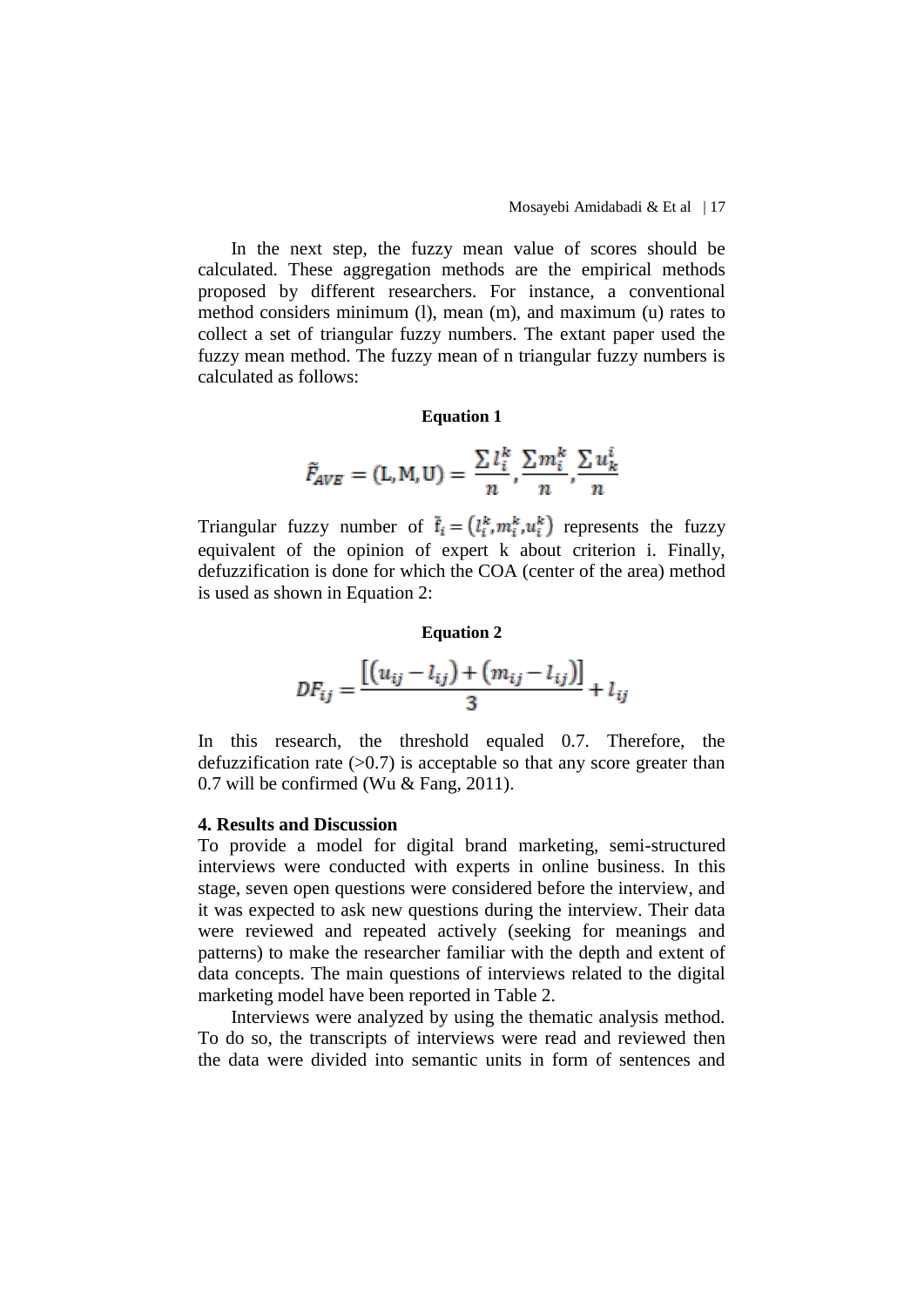In the next step, the fuzzy mean value of scores should be calculated. These aggregation methods are the empirical methods proposed by different researchers. For instance, a conventional method considers minimum (l), mean (m), and maximum (u) rates to collect a set of triangular fuzzy numbers. The extant paper used the fuzzy mean method. The fuzzy mean of n triangular fuzzy numbers is calculated as follows:

**Equation 1**

$$\tilde{F}_{AVE} = (\mathrm{L}, \mathrm{M}, \mathrm{U}) = \frac{\sum l_i^k}{n}, \frac{\sum m_i^k}{n}, \frac{\sum u_k^i}{n}$$

Triangular fuzzy number of $\tilde{\mathrm{f}}_i = (l_i^k, m_i^k, u_i^k)$ represents the fuzzy equivalent of the opinion of expert k about criterion i. Finally, defuzzification is done for which the COA (center of the area) method is used as shown in Equation 2:

**Equation 2**

$$DF_{ij} = \frac{[(u_{ij} - l_{ij}) + (m_{ij} - l_{ij})]}{3} + l_{ij}$$

In this research, the threshold equaled 0.7. Therefore, the defuzzification rate (>0.7) is acceptable so that any score greater than 0.7 will be confirmed (Wu & Fang, 2011).

## 4. Results and Discussion

To provide a model for digital brand marketing, semi-structured interviews were conducted with experts in online business. In this stage, seven open questions were considered before the interview, and it was expected to ask new questions during the interview. Their data were reviewed and repeated actively (seeking for meanings and patterns) to make the researcher familiar with the depth and extent of data concepts. The main questions of interviews related to the digital marketing model have been reported in Table 2.

Interviews were analyzed by using the thematic analysis method. To do so, the transcripts of interviews were read and reviewed then the data were divided into semantic units in form of sentences and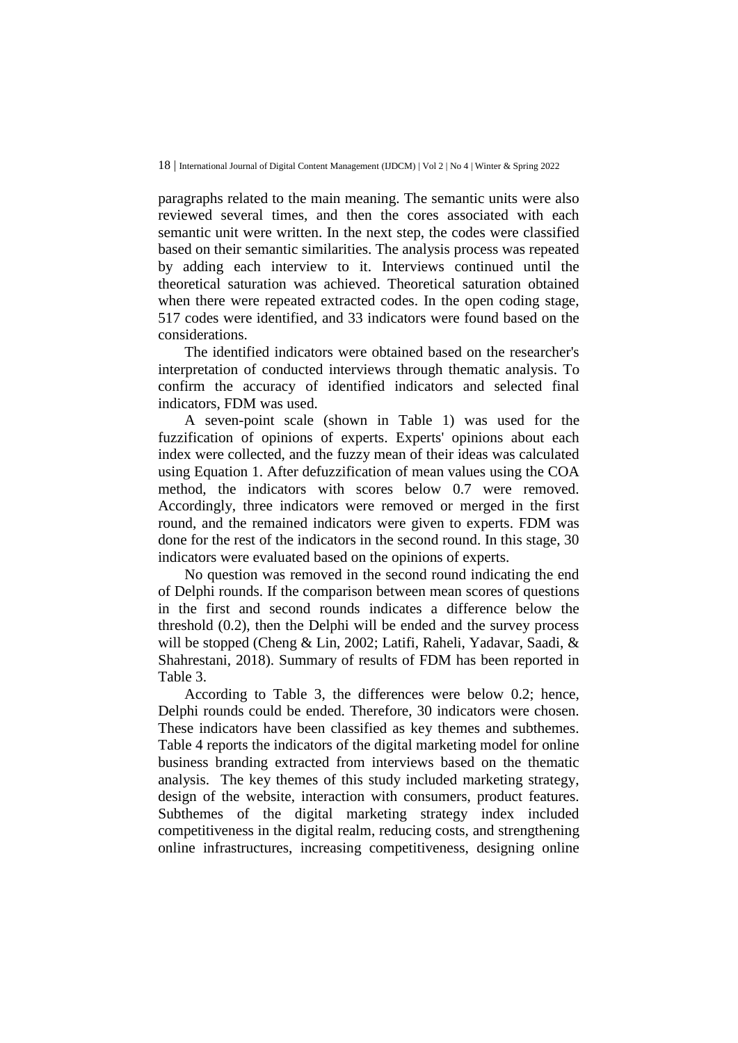paragraphs related to the main meaning. The semantic units were also reviewed several times, and then the cores associated with each semantic unit were written. In the next step, the codes were classified based on their semantic similarities. The analysis process was repeated by adding each interview to it. Interviews continued until the theoretical saturation was achieved. Theoretical saturation obtained when there were repeated extracted codes. In the open coding stage, 517 codes were identified, and 33 indicators were found based on the considerations.

The identified indicators were obtained based on the researcher's interpretation of conducted interviews through thematic analysis. To confirm the accuracy of identified indicators and selected final indicators, FDM was used.

A seven-point scale (shown in Table 1) was used for the fuzzification of opinions of experts. Experts' opinions about each index were collected, and the fuzzy mean of their ideas was calculated using Equation 1. After defuzzification of mean values using the COA method, the indicators with scores below 0.7 were removed. Accordingly, three indicators were removed or merged in the first round, and the remained indicators were given to experts. FDM was done for the rest of the indicators in the second round. In this stage, 30 indicators were evaluated based on the opinions of experts.

No question was removed in the second round indicating the end of Delphi rounds. If the comparison between mean scores of questions in the first and second rounds indicates a difference below the threshold (0.2), then the Delphi will be ended and the survey process will be stopped (Cheng & Lin, 2002; Latifi, Raheli, Yadavar, Saadi, & Shahrestani, 2018). Summary of results of FDM has been reported in Table 3.

According to Table 3, the differences were below 0.2; hence, Delphi rounds could be ended. Therefore, 30 indicators were chosen. These indicators have been classified as key themes and subthemes. Table 4 reports the indicators of the digital marketing model for online business branding extracted from interviews based on the thematic analysis. The key themes of this study included marketing strategy, design of the website, interaction with consumers, product features. Subthemes of the digital marketing strategy index included competitiveness in the digital realm, reducing costs, and strengthening online infrastructures, increasing competitiveness, designing online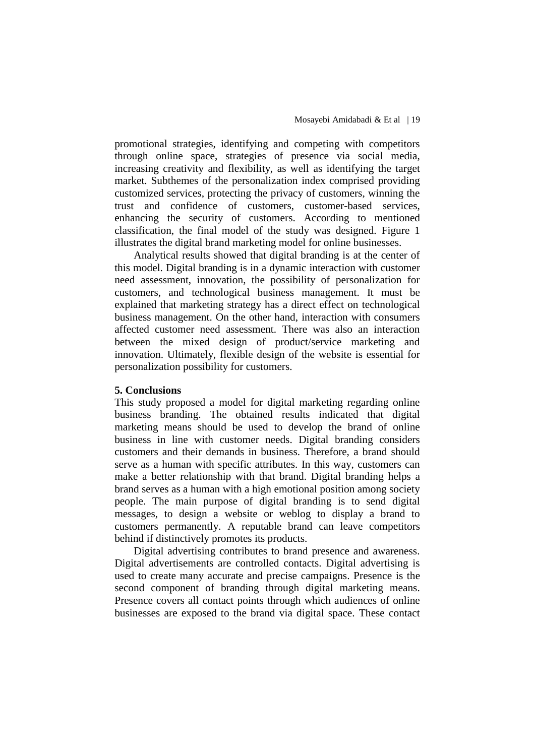promotional strategies, identifying and competing with competitors through online space, strategies of presence via social media, increasing creativity and flexibility, as well as identifying the target market. Subthemes of the personalization index comprised providing customized services, protecting the privacy of customers, winning the trust and confidence of customers, customer-based services, enhancing the security of customers. According to mentioned classification, the final model of the study was designed. Figure 1 illustrates the digital brand marketing model for online businesses.

Analytical results showed that digital branding is at the center of this model. Digital branding is in a dynamic interaction with customer need assessment, innovation, the possibility of personalization for customers, and technological business management. It must be explained that marketing strategy has a direct effect on technological business management. On the other hand, interaction with consumers affected customer need assessment. There was also an interaction between the mixed design of product/service marketing and innovation. Ultimately, flexible design of the website is essential for personalization possibility for customers.

## 5. Conclusions

This study proposed a model for digital marketing regarding online business branding. The obtained results indicated that digital marketing means should be used to develop the brand of online business in line with customer needs. Digital branding considers customers and their demands in business. Therefore, a brand should serve as a human with specific attributes. In this way, customers can make a better relationship with that brand. Digital branding helps a brand serves as a human with a high emotional position among society people. The main purpose of digital branding is to send digital messages, to design a website or weblog to display a brand to customers permanently. A reputable brand can leave competitors behind if distinctively promotes its products.

Digital advertising contributes to brand presence and awareness. Digital advertisements are controlled contacts. Digital advertising is used to create many accurate and precise campaigns. Presence is the second component of branding through digital marketing means. Presence covers all contact points through which audiences of online businesses are exposed to the brand via digital space. These contact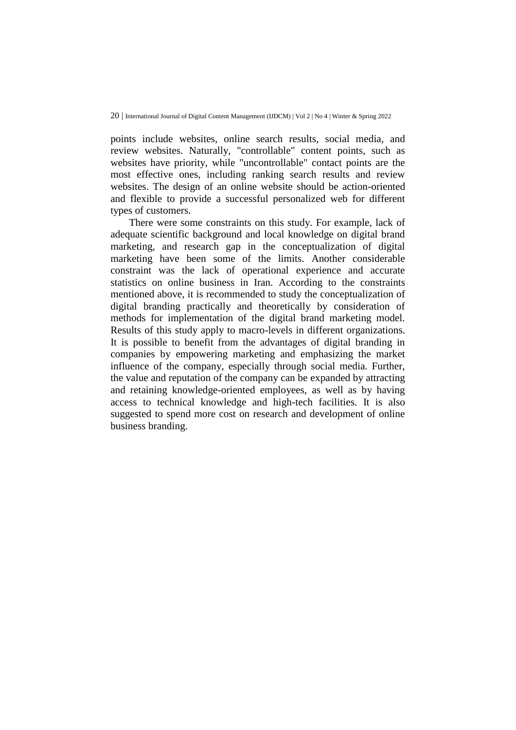points include websites, online search results, social media, and review websites. Naturally, "controllable" content points, such as websites have priority, while "uncontrollable" contact points are the most effective ones, including ranking search results and review websites. The design of an online website should be action-oriented and flexible to provide a successful personalized web for different types of customers.

There were some constraints on this study. For example, lack of adequate scientific background and local knowledge on digital brand marketing, and research gap in the conceptualization of digital marketing have been some of the limits. Another considerable constraint was the lack of operational experience and accurate statistics on online business in Iran. According to the constraints mentioned above, it is recommended to study the conceptualization of digital branding practically and theoretically by consideration of methods for implementation of the digital brand marketing model. Results of this study apply to macro-levels in different organizations. It is possible to benefit from the advantages of digital branding in companies by empowering marketing and emphasizing the market influence of the company, especially through social media. Further, the value and reputation of the company can be expanded by attracting and retaining knowledge-oriented employees, as well as by having access to technical knowledge and high-tech facilities. It is also suggested to spend more cost on research and development of online business branding.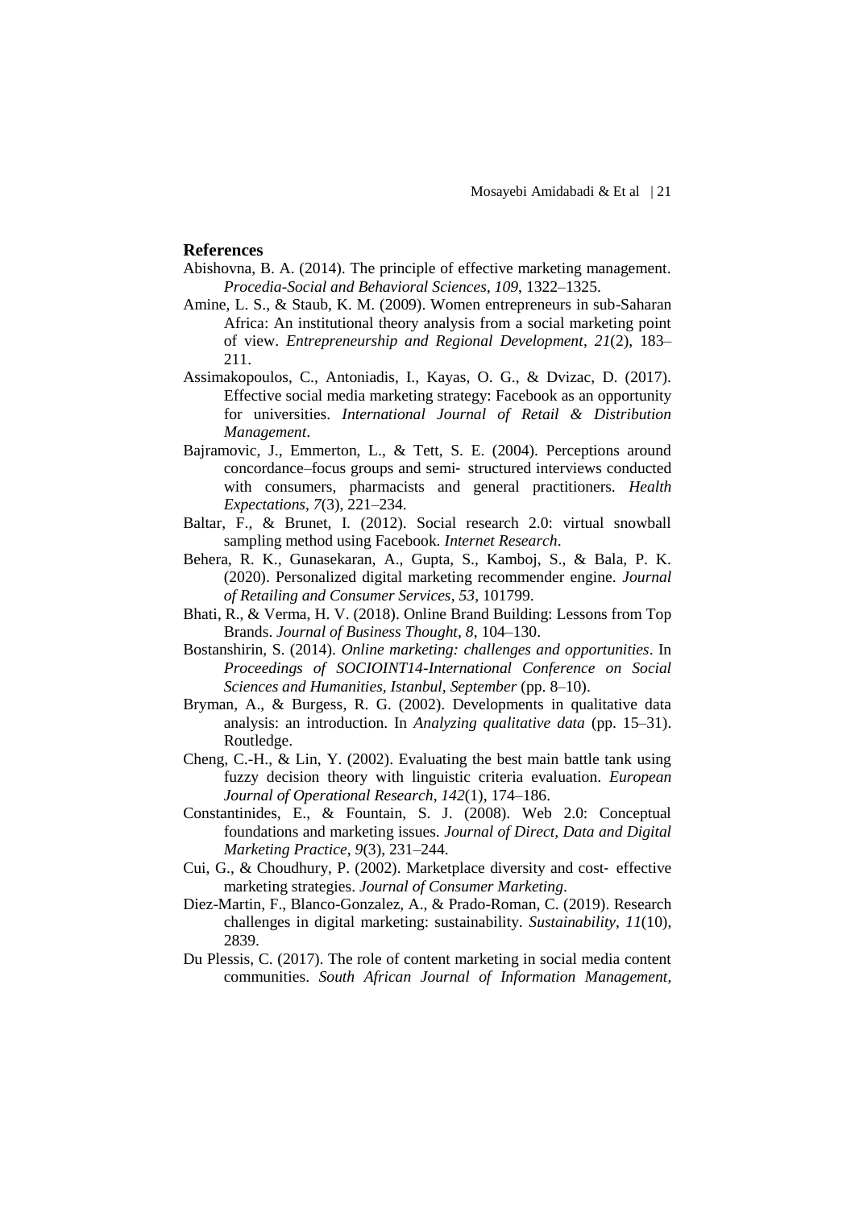## References

Abishovna, B. A. (2014). The principle of effective marketing management. *Procedia-Social and Behavioral Sciences*, *109*, 1322–1325.

Amine, L. S., & Staub, K. M. (2009). Women entrepreneurs in sub-Saharan Africa: An institutional theory analysis from a social marketing point of view. *Entrepreneurship and Regional Development*, *21*(2), 183–211.

Assimakopoulos, C., Antoniadis, I., Kayas, O. G., & Dvizac, D. (2017). Effective social media marketing strategy: Facebook as an opportunity for universities. *International Journal of Retail & Distribution Management*.

Bajramovic, J., Emmerton, L., & Tett, S. E. (2004). Perceptions around concordance–focus groups and semi‐ structured interviews conducted with consumers, pharmacists and general practitioners. *Health Expectations*, *7*(3), 221–234.

Baltar, F., & Brunet, I. (2012). Social research 2.0: virtual snowball sampling method using Facebook. *Internet Research*.

Behera, R. K., Gunasekaran, A., Gupta, S., Kamboj, S., & Bala, P. K. (2020). Personalized digital marketing recommender engine. *Journal of Retailing and Consumer Services*, *53*, 101799.

Bhati, R., & Verma, H. V. (2018). Online Brand Building: Lessons from Top Brands. *Journal of Business Thought*, *8*, 104–130.

Bostanshirin, S. (2014). *Online marketing: challenges and opportunities*. In *Proceedings of SOCIOINT14-International Conference on Social Sciences and Humanities, Istanbul, September* (pp. 8–10).

Bryman, A., & Burgess, R. G. (2002). Developments in qualitative data analysis: an introduction. In *Analyzing qualitative data* (pp. 15–31). Routledge.

Cheng, C.-H., & Lin, Y. (2002). Evaluating the best main battle tank using fuzzy decision theory with linguistic criteria evaluation. *European Journal of Operational Research*, *142*(1), 174–186.

Constantinides, E., & Fountain, S. J. (2008). Web 2.0: Conceptual foundations and marketing issues. *Journal of Direct, Data and Digital Marketing Practice*, *9*(3), 231–244.

Cui, G., & Choudhury, P. (2002). Marketplace diversity and cost‐ effective marketing strategies. *Journal of Consumer Marketing*.

Diez-Martin, F., Blanco-Gonzalez, A., & Prado-Roman, C. (2019). Research challenges in digital marketing: sustainability. *Sustainability*, *11*(10), 2839.

Du Plessis, C. (2017). The role of content marketing in social media content communities. *South African Journal of Information Management*,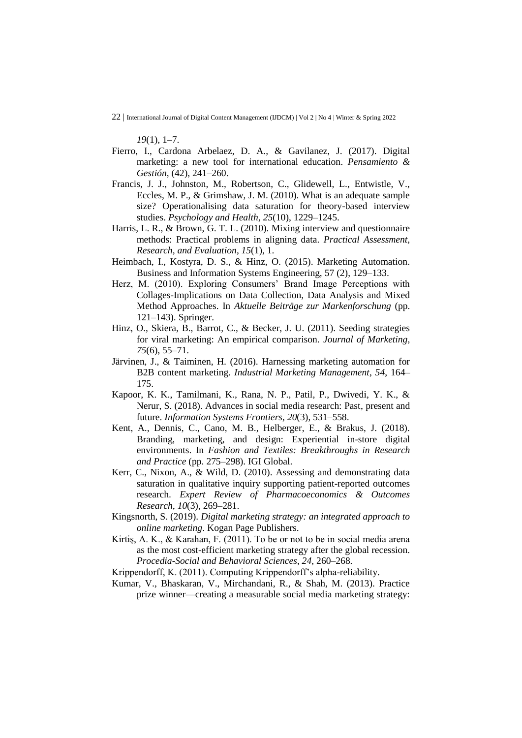*19*(1), 1–7.

Fierro, I., Cardona Arbelaez, D. A., & Gavilanez, J. (2017). Digital marketing: a new tool for international education. *Pensamiento & Gestión*, (42), 241–260.

Francis, J. J., Johnston, M., Robertson, C., Glidewell, L., Entwistle, V., Eccles, M. P., & Grimshaw, J. M. (2010). What is an adequate sample size? Operationalising data saturation for theory-based interview studies. *Psychology and Health*, *25*(10), 1229–1245.

Harris, L. R., & Brown, G. T. L. (2010). Mixing interview and questionnaire methods: Practical problems in aligning data. *Practical Assessment, Research, and Evaluation*, *15*(1), 1.

Heimbach, I., Kostyra, D. S., & Hinz, O. (2015). Marketing Automation. Business and Information Systems Engineering, 57 (2), 129–133.

Herz, M. (2010). Exploring Consumers' Brand Image Perceptions with Collages-Implications on Data Collection, Data Analysis and Mixed Method Approaches. In *Aktuelle Beiträge zur Markenforschung* (pp. 121–143). Springer.

Hinz, O., Skiera, B., Barrot, C., & Becker, J. U. (2011). Seeding strategies for viral marketing: An empirical comparison. *Journal of Marketing*, *75*(6), 55–71.

Järvinen, J., & Taiminen, H. (2016). Harnessing marketing automation for B2B content marketing. *Industrial Marketing Management*, *54*, 164–175.

Kapoor, K. K., Tamilmani, K., Rana, N. P., Patil, P., Dwivedi, Y. K., & Nerur, S. (2018). Advances in social media research: Past, present and future. *Information Systems Frontiers*, *20*(3), 531–558.

Kent, A., Dennis, C., Cano, M. B., Helberger, E., & Brakus, J. (2018). Branding, marketing, and design: Experiential in-store digital environments. In *Fashion and Textiles: Breakthroughs in Research and Practice* (pp. 275–298). IGI Global.

Kerr, C., Nixon, A., & Wild, D. (2010). Assessing and demonstrating data saturation in qualitative inquiry supporting patient-reported outcomes research. *Expert Review of Pharmacoeconomics & Outcomes Research*, *10*(3), 269–281.

Kingsnorth, S. (2019). *Digital marketing strategy: an integrated approach to online marketing*. Kogan Page Publishers.

Kirtiş, A. K., & Karahan, F. (2011). To be or not to be in social media arena as the most cost-efficient marketing strategy after the global recession. *Procedia-Social and Behavioral Sciences*, *24*, 260–268.

Krippendorff, K. (2011). Computing Krippendorff's alpha-reliability.

Kumar, V., Bhaskaran, V., Mirchandani, R., & Shah, M. (2013). Practice prize winner—creating a measurable social media marketing strategy: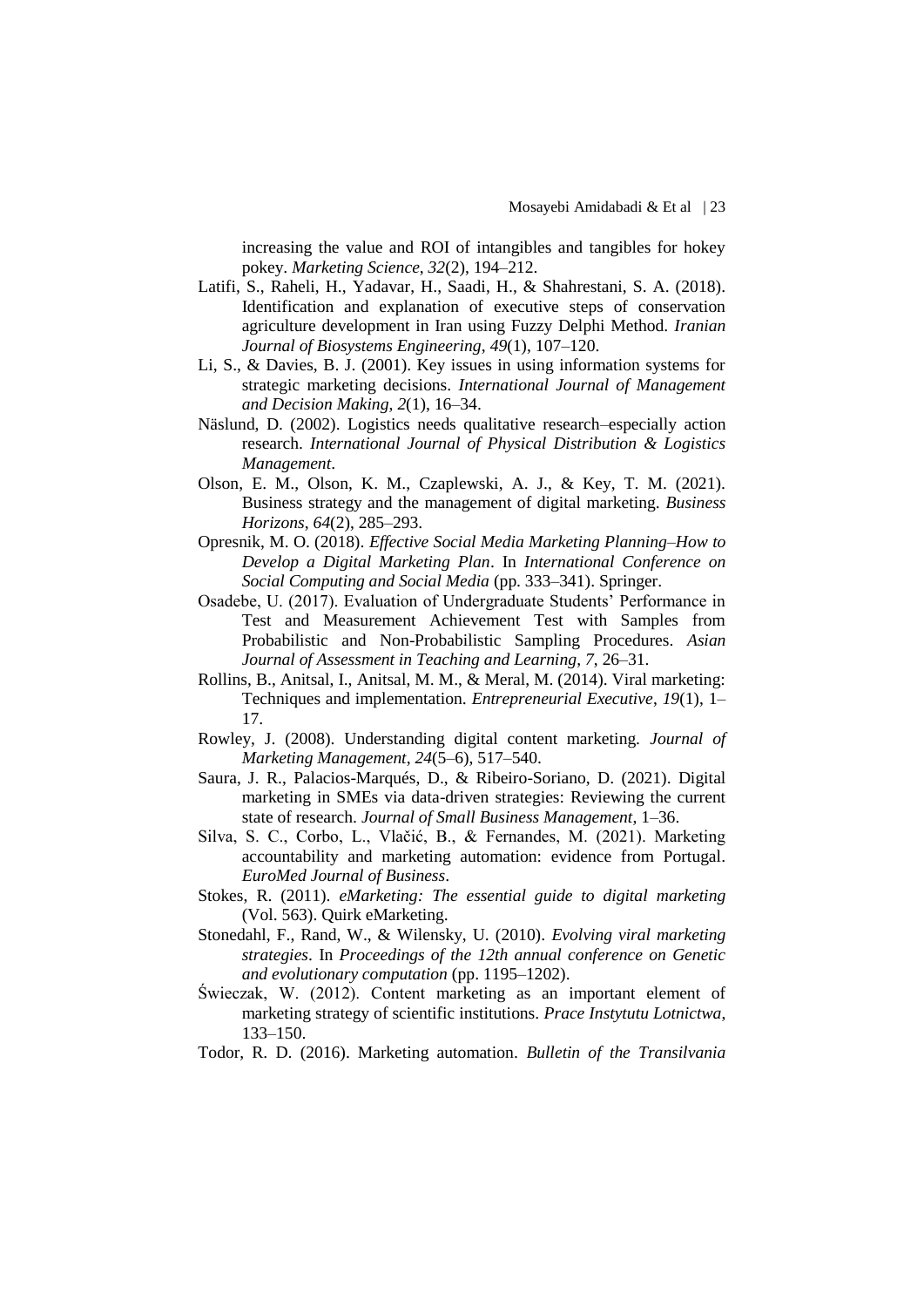increasing the value and ROI of intangibles and tangibles for hokey pokey. *Marketing Science*, *32*(2), 194–212.

Latifi, S., Raheli, H., Yadavar, H., Saadi, H., & Shahrestani, S. A. (2018). Identification and explanation of executive steps of conservation agriculture development in Iran using Fuzzy Delphi Method. *Iranian Journal of Biosystems Engineering*, *49*(1), 107–120.

Li, S., & Davies, B. J. (2001). Key issues in using information systems for strategic marketing decisions. *International Journal of Management and Decision Making*, *2*(1), 16–34.

Näslund, D. (2002). Logistics needs qualitative research–especially action research. *International Journal of Physical Distribution & Logistics Management*.

Olson, E. M., Olson, K. M., Czaplewski, A. J., & Key, T. M. (2021). Business strategy and the management of digital marketing. *Business Horizons*, *64*(2), 285–293.

Opresnik, M. O. (2018). *Effective Social Media Marketing Planning–How to Develop a Digital Marketing Plan*. In *International Conference on Social Computing and Social Media* (pp. 333–341). Springer.

Osadebe, U. (2017). Evaluation of Undergraduate Students' Performance in Test and Measurement Achievement Test with Samples from Probabilistic and Non-Probabilistic Sampling Procedures. *Asian Journal of Assessment in Teaching and Learning*, *7*, 26–31.

Rollins, B., Anitsal, I., Anitsal, M. M., & Meral, M. (2014). Viral marketing: Techniques and implementation. *Entrepreneurial Executive*, *19*(1), 1–17.

Rowley, J. (2008). Understanding digital content marketing. *Journal of Marketing Management*, *24*(5–6), 517–540.

Saura, J. R., Palacios-Marqués, D., & Ribeiro-Soriano, D. (2021). Digital marketing in SMEs via data-driven strategies: Reviewing the current state of research. *Journal of Small Business Management*, 1–36.

Silva, S. C., Corbo, L., Vlačić, B., & Fernandes, M. (2021). Marketing accountability and marketing automation: evidence from Portugal. *EuroMed Journal of Business*.

Stokes, R. (2011). *eMarketing: The essential guide to digital marketing* (Vol. 563). Quirk eMarketing.

Stonedahl, F., Rand, W., & Wilensky, U. (2010). *Evolving viral marketing strategies*. In *Proceedings of the 12th annual conference on Genetic and evolutionary computation* (pp. 1195–1202).

Świeczak, W. (2012). Content marketing as an important element of marketing strategy of scientific institutions. *Prace Instytutu Lotnictwa*, 133–150.

Todor, R. D. (2016). Marketing automation. *Bulletin of the Transilvania*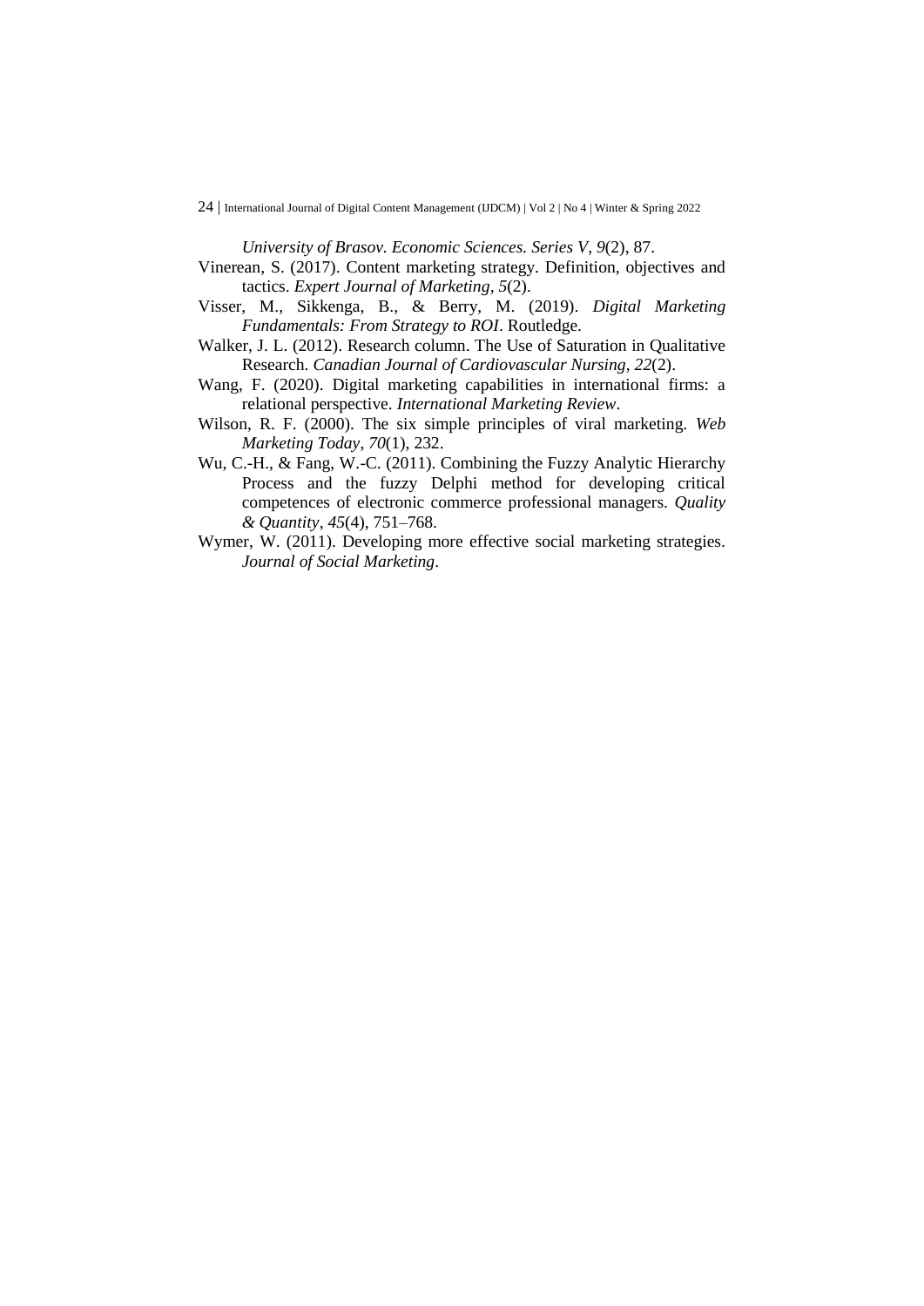*University of Brasov. Economic Sciences. Series V*, *9*(2), 87.

Vinerean, S. (2017). Content marketing strategy. Definition, objectives and tactics. *Expert Journal of Marketing*, *5*(2).

Visser, M., Sikkenga, B., & Berry, M. (2019). *Digital Marketing Fundamentals: From Strategy to ROI*. Routledge.

Walker, J. L. (2012). Research column. The Use of Saturation in Qualitative Research. *Canadian Journal of Cardiovascular Nursing*, *22*(2).

Wang, F. (2020). Digital marketing capabilities in international firms: a relational perspective. *International Marketing Review*.

Wilson, R. F. (2000). The six simple principles of viral marketing. *Web Marketing Today*, *70*(1), 232.

Wu, C.-H., & Fang, W.-C. (2011). Combining the Fuzzy Analytic Hierarchy Process and the fuzzy Delphi method for developing critical competences of electronic commerce professional managers. *Quality & Quantity*, *45*(4), 751–768.

Wymer, W. (2011). Developing more effective social marketing strategies. *Journal of Social Marketing*.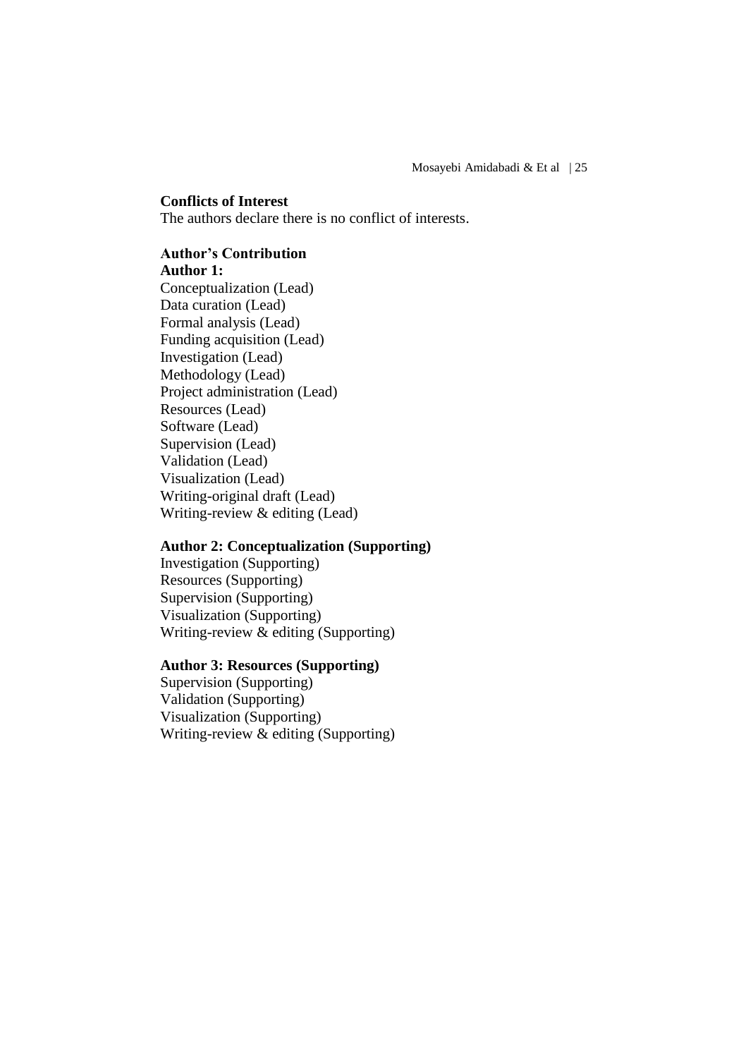**Conflicts of Interest**

The authors declare there is no conflict of interests.

**Author's Contribution**

**Author 1:**

Conceptualization (Lead)
Data curation (Lead)
Formal analysis (Lead)
Funding acquisition (Lead)
Investigation (Lead)
Methodology (Lead)
Project administration (Lead)
Resources (Lead)
Software (Lead)
Supervision (Lead)
Validation (Lead)
Visualization (Lead)
Writing-original draft (Lead)
Writing-review & editing (Lead)

**Author 2: Conceptualization (Supporting)**

Investigation (Supporting)
Resources (Supporting)
Supervision (Supporting)
Visualization (Supporting)
Writing-review & editing (Supporting)

**Author 3: Resources (Supporting)**

Supervision (Supporting)
Validation (Supporting)
Visualization (Supporting)
Writing-review & editing (Supporting)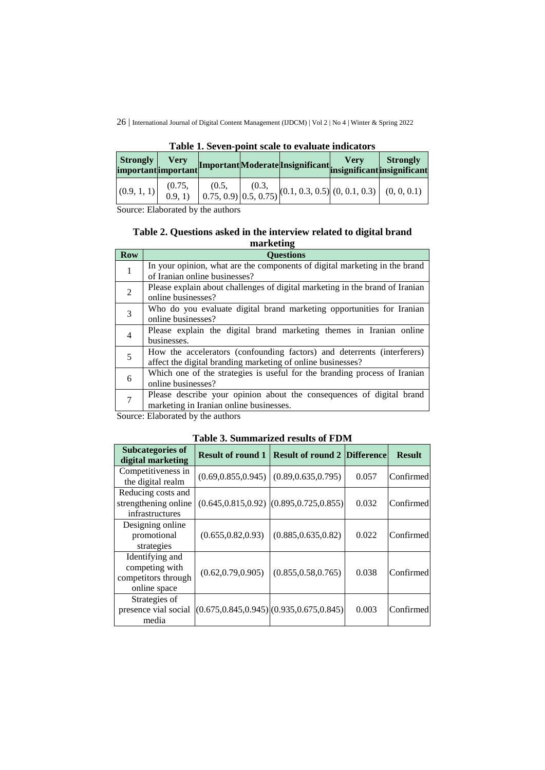**Table 1. Seven-point scale to evaluate indicators**

| Strongly important | Very important | Important | Moderate | Insignificant | Very insignificant | Strongly insignificant |
|---|---|---|---|---|---|---|
| (0.9, 1, 1) | (0.75, 0.9, 1) | (0.5, 0.75, 0.9) | (0.3, 0.5, 0.75) | (0.1, 0.3, 0.5) | (0, 0.1, 0.3) | (0, 0, 0.1) |

Source: Elaborated by the authors

**Table 2. Questions asked in the interview related to digital brand marketing**

| Row | Questions |
|---|---|
| 1 | In your opinion, what are the components of digital marketing in the brand of Iranian online businesses? |
| 2 | Please explain about challenges of digital marketing in the brand of Iranian online businesses? |
| 3 | Who do you evaluate digital brand marketing opportunities for Iranian online businesses? |
| 4 | Please explain the digital brand marketing themes in Iranian online businesses. |
| 5 | How the accelerators (confounding factors) and deterrents (interferers) affect the digital branding marketing of online businesses? |
| 6 | Which one of the strategies is useful for the branding process of Iranian online businesses? |
| 7 | Please describe your opinion about the consequences of digital brand marketing in Iranian online businesses. |

Source: Elaborated by the authors

**Table 3. Summarized results of FDM**

| Subcategories of digital marketing | Result of round 1 | Result of round 2 | Difference | Result |
|---|---|---|---|---|
| Competitiveness in the digital realm | (0.69,0.855,0.945) | (0.89,0.635,0.795) | 0.057 | Confirmed |
| Reducing costs and strengthening online infrastructures | (0.645,0.815,0.92) | (0.895,0.725,0.855) | 0.032 | Confirmed |
| Designing online promotional strategies | (0.655,0.82,0.93) | (0.885,0.635,0.82) | 0.022 | Confirmed |
| Identifying and competing with competitors through online space | (0.62,0.79,0.905) | (0.855,0.58,0.765) | 0.038 | Confirmed |
| Strategies of presence vial social media | (0.675,0.845,0.945) | (0.935,0.675,0.845) | 0.003 | Confirmed |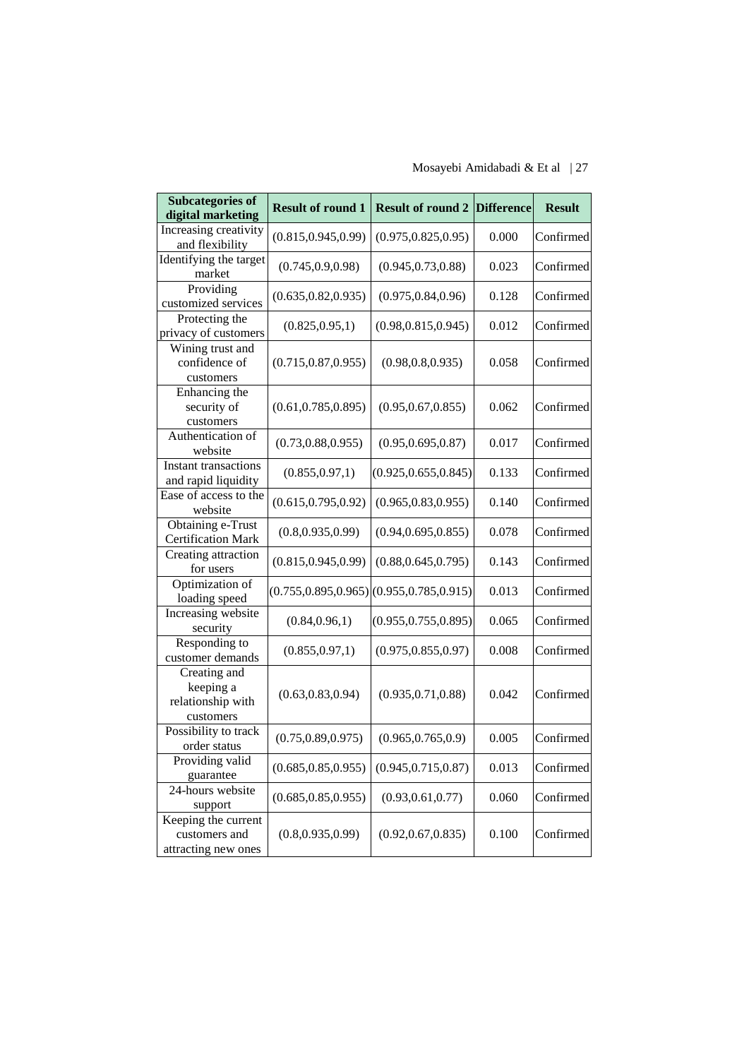| Subcategories of digital marketing | Result of round 1 | Result of round 2 | Difference | Result |
|---|---|---|---|---|
| Increasing creativity and flexibility | (0.815,0.945,0.99) | (0.975,0.825,0.95) | 0.000 | Confirmed |
| Identifying the target market | (0.745,0.9,0.98) | (0.945,0.73,0.88) | 0.023 | Confirmed |
| Providing customized services | (0.635,0.82,0.935) | (0.975,0.84,0.96) | 0.128 | Confirmed |
| Protecting the privacy of customers | (0.825,0.95,1) | (0.98,0.815,0.945) | 0.012 | Confirmed |
| Wining trust and confidence of customers | (0.715,0.87,0.955) | (0.98,0.8,0.935) | 0.058 | Confirmed |
| Enhancing the security of customers | (0.61,0.785,0.895) | (0.95,0.67,0.855) | 0.062 | Confirmed |
| Authentication of website | (0.73,0.88,0.955) | (0.95,0.695,0.87) | 0.017 | Confirmed |
| Instant transactions and rapid liquidity | (0.855,0.97,1) | (0.925,0.655,0.845) | 0.133 | Confirmed |
| Ease of access to the website | (0.615,0.795,0.92) | (0.965,0.83,0.955) | 0.140 | Confirmed |
| Obtaining e-Trust Certification Mark | (0.8,0.935,0.99) | (0.94,0.695,0.855) | 0.078 | Confirmed |
| Creating attraction for users | (0.815,0.945,0.99) | (0.88,0.645,0.795) | 0.143 | Confirmed |
| Optimization of loading speed | (0.755,0.895,0.965) | (0.955,0.785,0.915) | 0.013 | Confirmed |
| Increasing website security | (0.84,0.96,1) | (0.955,0.755,0.895) | 0.065 | Confirmed |
| Responding to customer demands | (0.855,0.97,1) | (0.975,0.855,0.97) | 0.008 | Confirmed |
| Creating and keeping a relationship with customers | (0.63,0.83,0.94) | (0.935,0.71,0.88) | 0.042 | Confirmed |
| Possibility to track order status | (0.75,0.89,0.975) | (0.965,0.765,0.9) | 0.005 | Confirmed |
| Providing valid guarantee | (0.685,0.85,0.955) | (0.945,0.715,0.87) | 0.013 | Confirmed |
| 24-hours website support | (0.685,0.85,0.955) | (0.93,0.61,0.77) | 0.060 | Confirmed |
| Keeping the current customers and attracting new ones | (0.8,0.935,0.99) | (0.92,0.67,0.835) | 0.100 | Confirmed |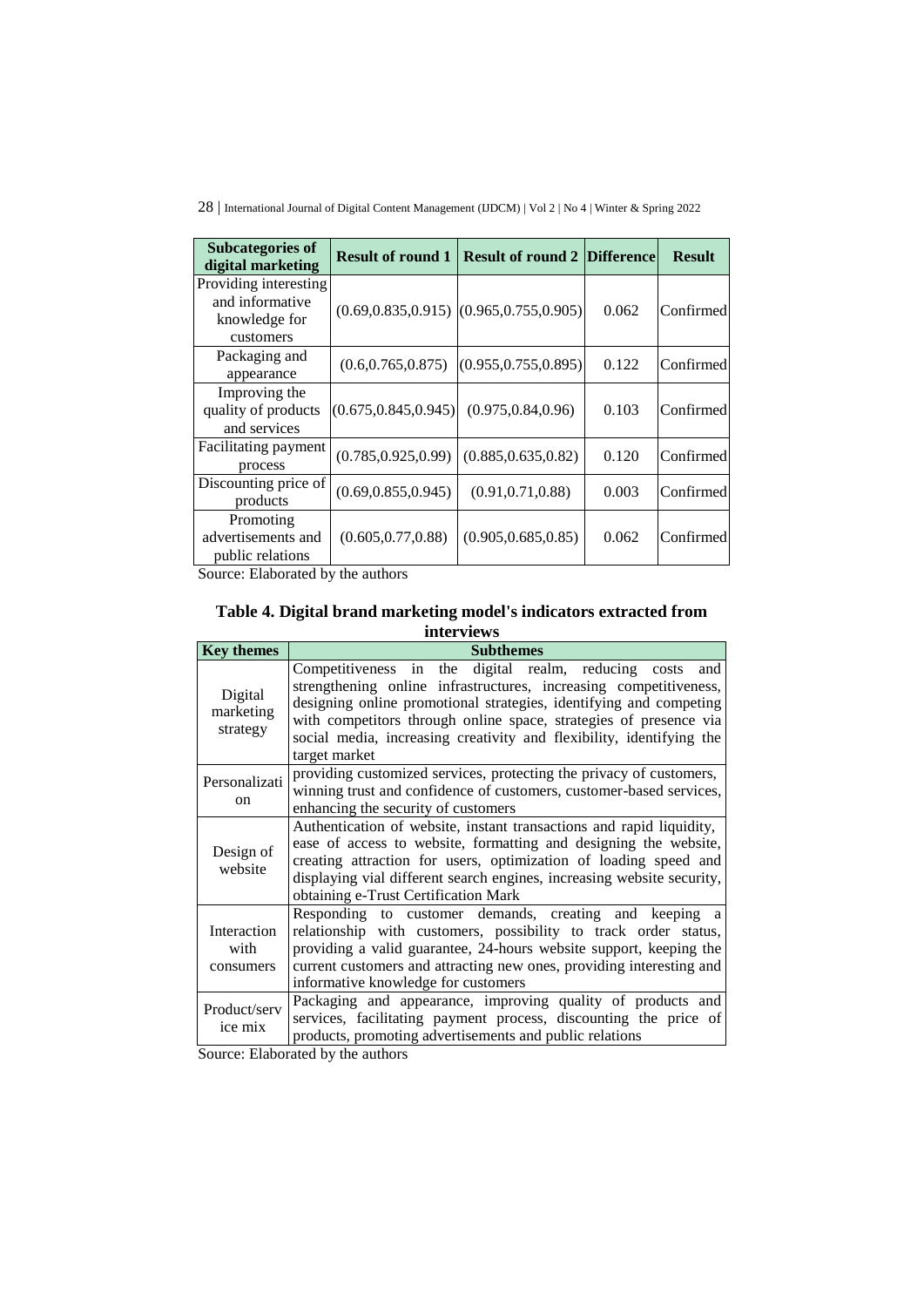| Subcategories of digital marketing | Result of round 1 | Result of round 2 | Difference | Result |
|---|---|---|---|---|
| Providing interesting and informative knowledge for customers | (0.69,0.835,0.915) | (0.965,0.755,0.905) | 0.062 | Confirmed |
| Packaging and appearance | (0.6,0.765,0.875) | (0.955,0.755,0.895) | 0.122 | Confirmed |
| Improving the quality of products and services | (0.675,0.845,0.945) | (0.975,0.84,0.96) | 0.103 | Confirmed |
| Facilitating payment process | (0.785,0.925,0.99) | (0.885,0.635,0.82) | 0.120 | Confirmed |
| Discounting price of products | (0.69,0.855,0.945) | (0.91,0.71,0.88) | 0.003 | Confirmed |
| Promoting advertisements and public relations | (0.605,0.77,0.88) | (0.905,0.685,0.85) | 0.062 | Confirmed |

Source: Elaborated by the authors

**Table 4. Digital brand marketing model's indicators extracted from interviews**

| Key themes | Subthemes |
|---|---|
| Digital marketing strategy | Competitiveness in the digital realm, reducing costs and strengthening online infrastructures, increasing competitiveness, designing online promotional strategies, identifying and competing with competitors through online space, strategies of presence via social media, increasing creativity and flexibility, identifying the target market |
| Personalization | providing customized services, protecting the privacy of customers, winning trust and confidence of customers, customer-based services, enhancing the security of customers |
| Design of website | Authentication of website, instant transactions and rapid liquidity, ease of access to website, formatting and designing the website, creating attraction for users, optimization of loading speed and displaying vial different search engines, increasing website security, obtaining e-Trust Certification Mark |
| Interaction with consumers | Responding to customer demands, creating and keeping a relationship with customers, possibility to track order status, providing a valid guarantee, 24-hours website support, keeping the current customers and attracting new ones, providing interesting and informative knowledge for customers |
| Product/service mix | Packaging and appearance, improving quality of products and services, facilitating payment process, discounting the price of products, promoting advertisements and public relations |

Source: Elaborated by the authors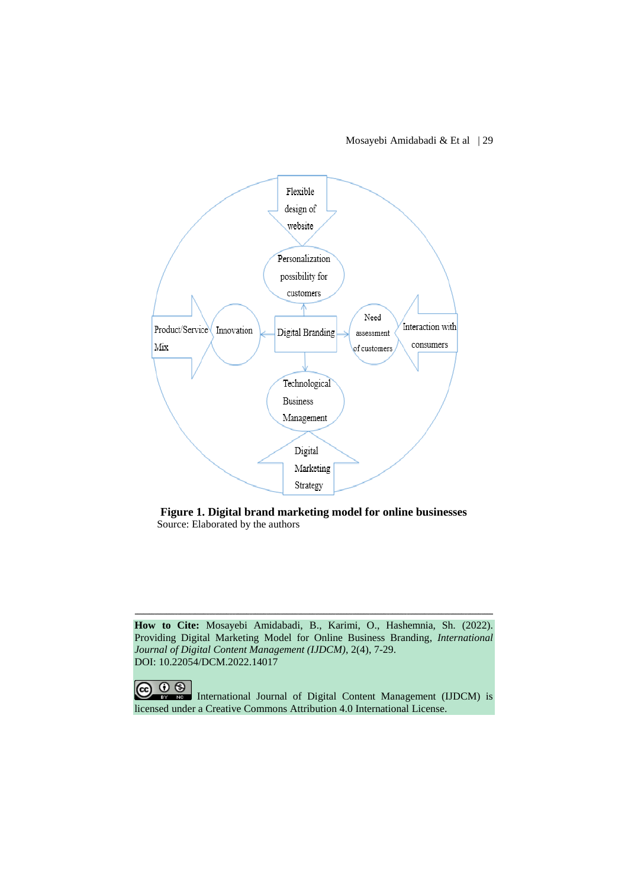Flexible design of website

Personalization possibility for customers

Product/Service Mix

Innovation

Digital Branding

Need assessment of customers

Interaction with consumers

Technological Business Management

Digital Marketing Strategy

**Figure 1. Digital brand marketing model for online businesses**

Source: Elaborated by the authors

---

**How to Cite:** Mosayebi Amidabadi, B., Karimi, O., Hashemnia, Sh. (2022). Providing Digital Marketing Model for Online Business Branding, *International Journal of Digital Content Management (IJDCM)*, 2(4), 7-29.
DOI: 10.22054/DCM.2022.14017

International Journal of Digital Content Management (IJDCM) is licensed under a Creative Commons Attribution 4.0 International License.